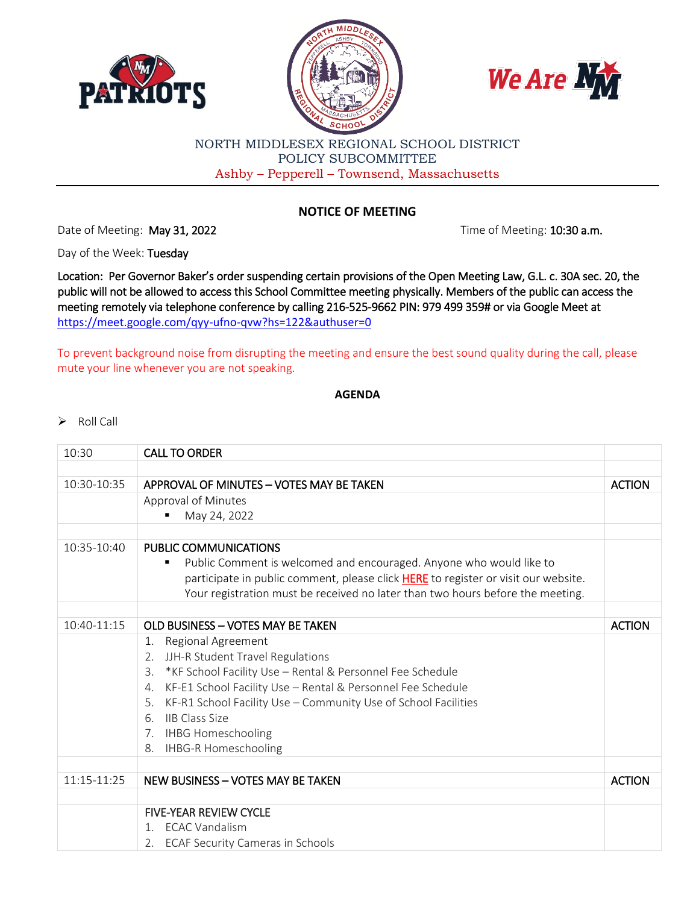NORTH MIDDLESEX REGIONAL SCHOOL DISTRICT
POLICY SUBCOMMITTEE
Ashby – Pepperell – Townsend, Massachusetts

## NOTICE OF MEETING

Date of Meeting: **May 31, 2022** Time of Meeting: **10:30 a.m.**

Day of the Week: **Tuesday**

Location: Per Governor Baker's order suspending certain provisions of the Open Meeting Law, G.L. c. 30A sec. 20, the public will not be allowed to access this School Committee meeting physically. Members of the public can access the meeting remotely via telephone conference by calling 216-525-9662 PIN: 979 499 359# or via Google Meet at https://meet.google.com/qyy-ufno-qvw?hs=122&authuser=0

To prevent background noise from disrupting the meeting and ensure the best sound quality during the call, please mute your line whenever you are not speaking.

## AGENDA

- Roll Call

| | | |
|---|---|---|
| 10:30 | CALL TO ORDER | |
| 10:30-10:35 | APPROVAL OF MINUTES – VOTES MAY BE TAKEN | ACTION |
| | Approval of Minutes<br>▪ May 24, 2022 | |
| 10:35-10:40 | PUBLIC COMMUNICATIONS<br>▪ Public Comment is welcomed and encouraged. Anyone who would like to participate in public comment, please click HERE to register or visit our website. Your registration must be received no later than two hours before the meeting. | |
| 10:40-11:15 | OLD BUSINESS – VOTES MAY BE TAKEN | ACTION |
| | 1. Regional Agreement<br>2. JJH-R Student Travel Regulations<br>3. *KF School Facility Use – Rental & Personnel Fee Schedule<br>4. KF-E1 School Facility Use – Rental & Personnel Fee Schedule<br>5. KF-R1 School Facility Use – Community Use of School Facilities<br>6. IIB Class Size<br>7. IHBG Homeschooling<br>8. IHBG-R Homeschooling | |
| 11:15-11:25 | NEW BUSINESS – VOTES MAY BE TAKEN | ACTION |
| | FIVE-YEAR REVIEW CYCLE<br>1. ECAC Vandalism<br>2. ECAF Security Cameras in Schools | |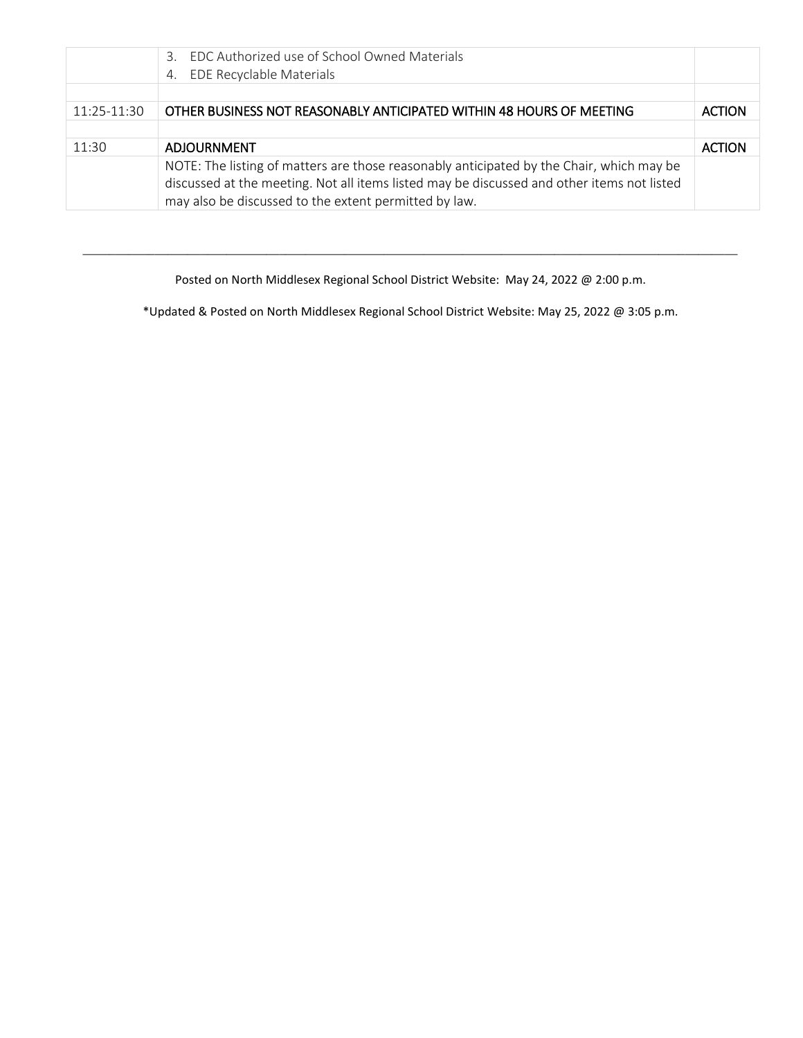| | | |
|---|---|---|
| | 3. EDC Authorized use of School Owned Materials<br>4. EDE Recyclable Materials | |
| | | |
| 11:25-11:30 | **OTHER BUSINESS NOT REASONABLY ANTICIPATED WITHIN 48 HOURS OF MEETING** | **ACTION** |
| | | |
| 11:30 | **ADJOURNMENT** | **ACTION** |
| | NOTE: The listing of matters are those reasonably anticipated by the Chair, which may be discussed at the meeting. Not all items listed may be discussed and other items not listed may also be discussed to the extent permitted by law. | |

---

Posted on North Middlesex Regional School District Website: May 24, 2022 @ 2:00 p.m.

*Updated & Posted on North Middlesex Regional School District Website: May 25, 2022 @ 3:05 p.m.